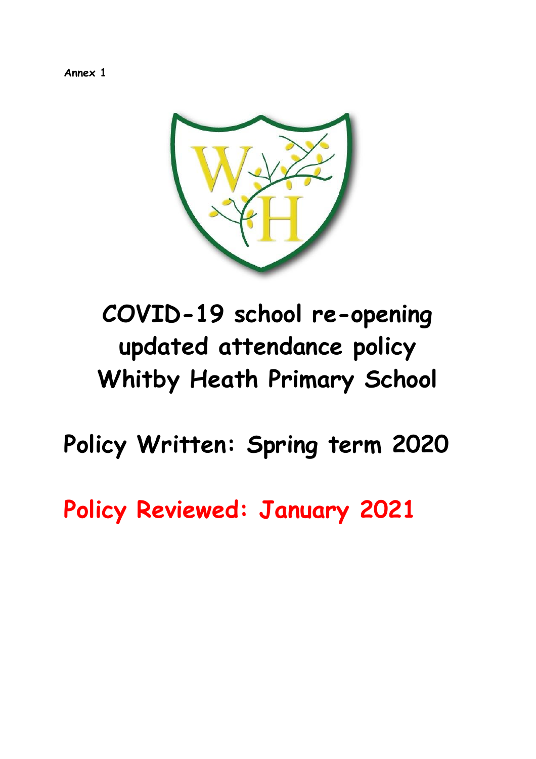Annex 1

# COVID-19 school re-opening updated attendance policy Whitby Heath Primary School

## Policy Written: Spring term 2020

## Policy Reviewed: January 2021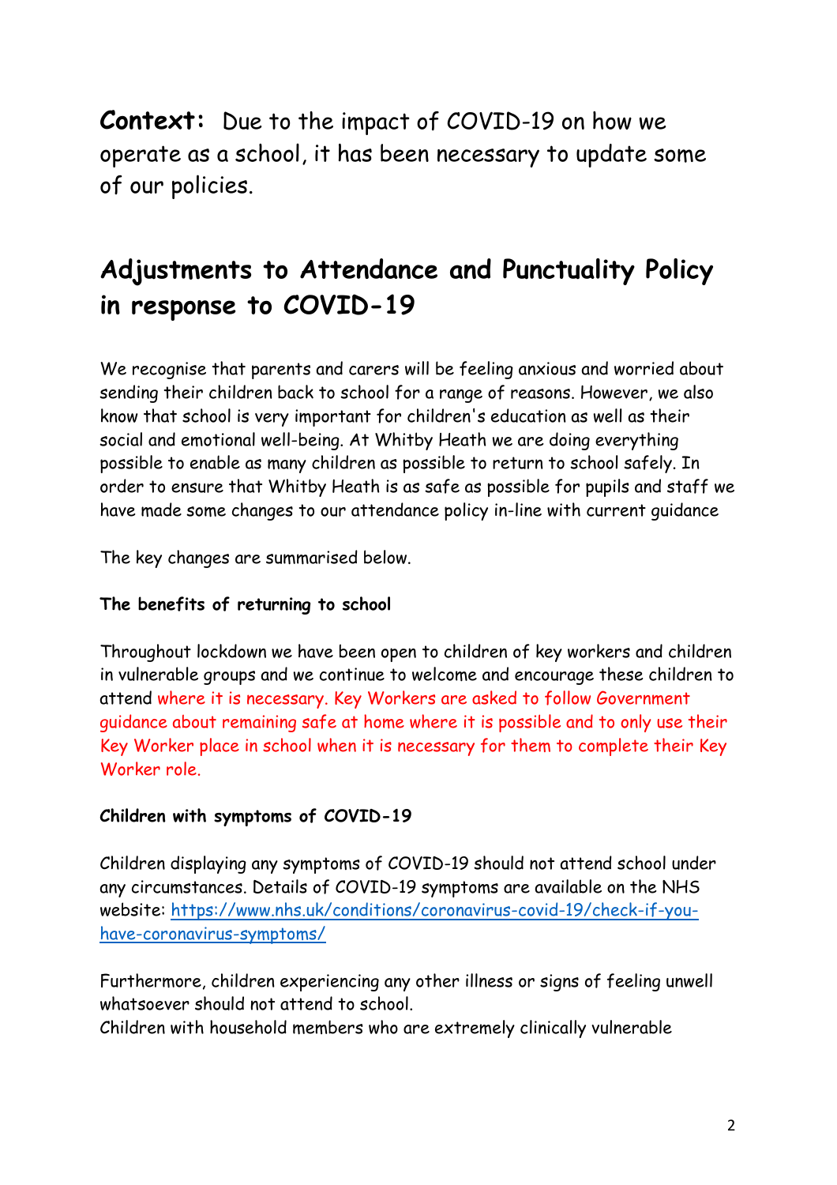**Context:** Due to the impact of COVID-19 on how we operate as a school, it has been necessary to update some of our policies.

## Adjustments to Attendance and Punctuality Policy in response to COVID-19

We recognise that parents and carers will be feeling anxious and worried about sending their children back to school for a range of reasons. However, we also know that school is very important for children's education as well as their social and emotional well-being. At Whitby Heath we are doing everything possible to enable as many children as possible to return to school safely. In order to ensure that Whitby Heath is as safe as possible for pupils and staff we have made some changes to our attendance policy in-line with current guidance

The key changes are summarised below.

**The benefits of returning to school**

Throughout lockdown we have been open to children of key workers and children in vulnerable groups and we continue to welcome and encourage these children to attend where it is necessary. Key Workers are asked to follow Government guidance about remaining safe at home where it is possible and to only use their Key Worker place in school when it is necessary for them to complete their Key Worker role.

**Children with symptoms of COVID-19**

Children displaying any symptoms of COVID-19 should not attend school under any circumstances. Details of COVID-19 symptoms are available on the NHS website: [https://www.nhs.uk/conditions/coronavirus-covid-19/check-if-you-have-coronavirus-symptoms/](https://www.nhs.uk/conditions/coronavirus-covid-19/check-if-you-have-coronavirus-symptoms/)

Furthermore, children experiencing any other illness or signs of feeling unwell whatsoever should not attend to school.
Children with household members who are extremely clinically vulnerable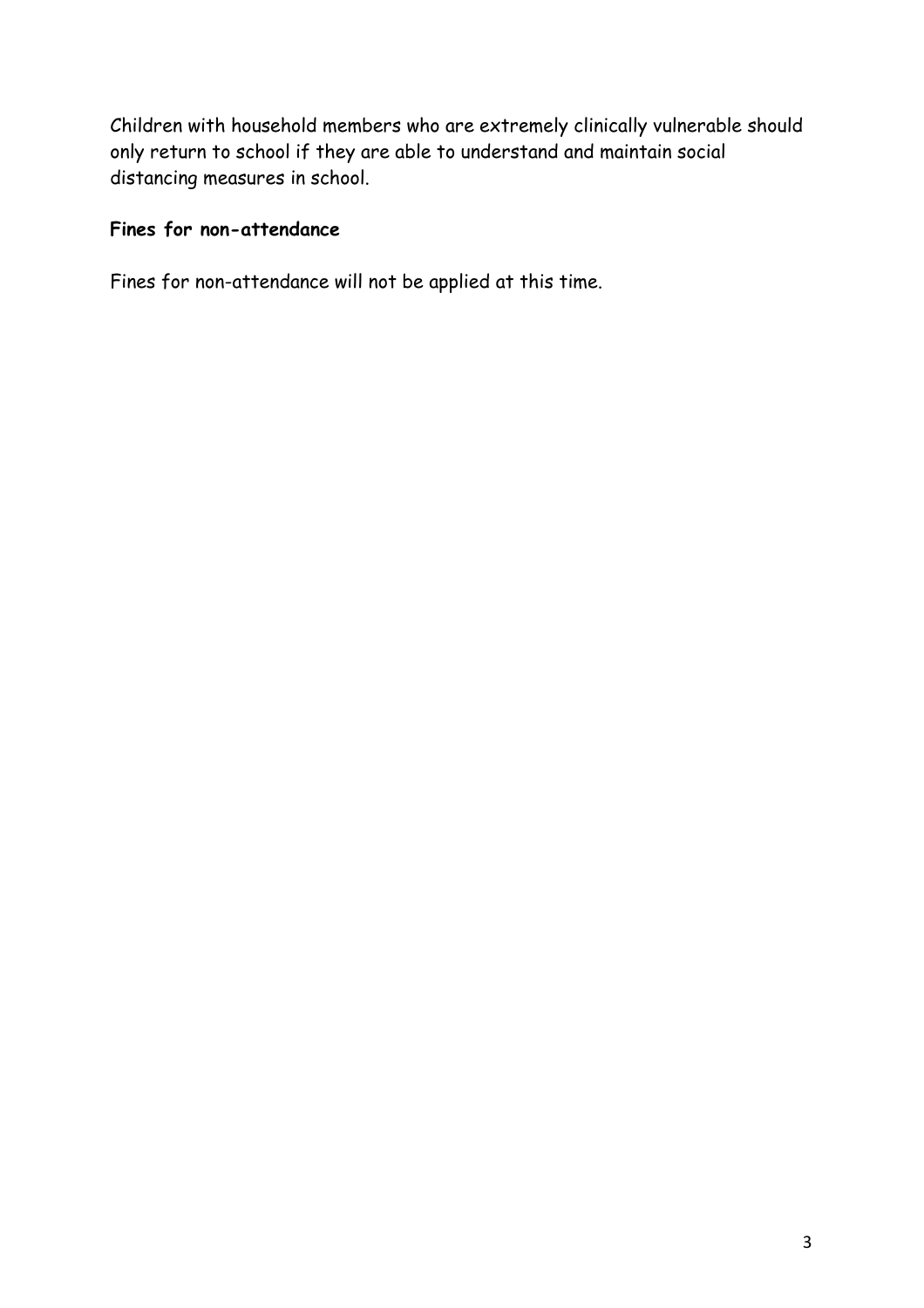Children with household members who are extremely clinically vulnerable should only return to school if they are able to understand and maintain social distancing measures in school.

**Fines for non-attendance**

Fines for non-attendance will not be applied at this time.